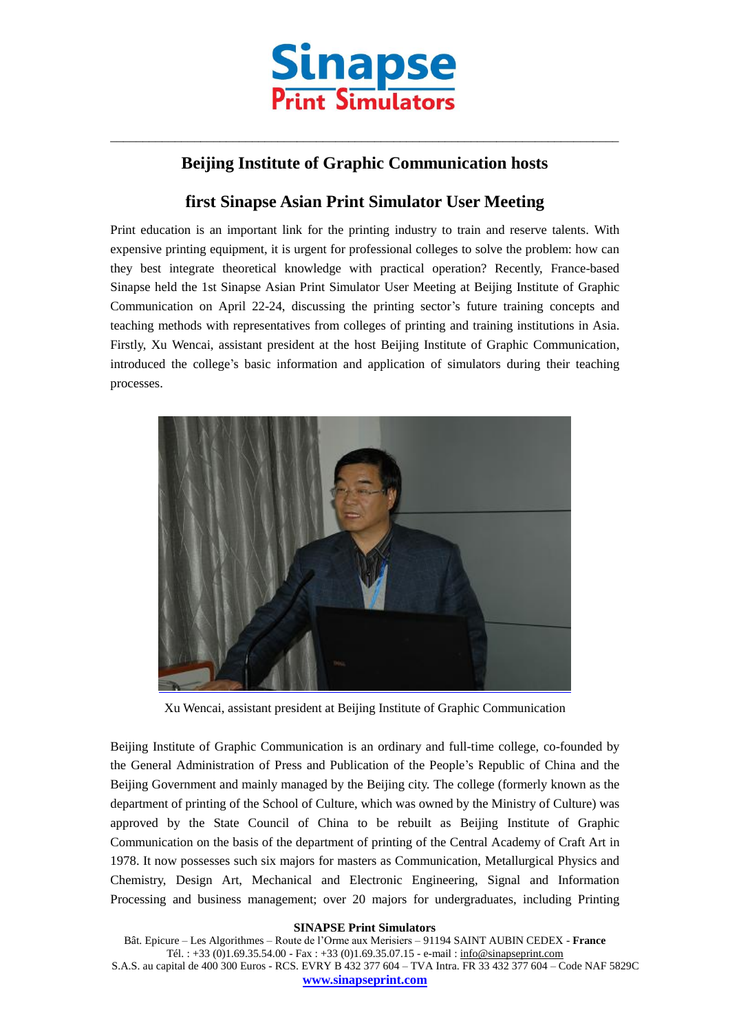# Beijing Institute of Graphic Communication hosts first Sinapse Asian Print Simulator User Meeting

Print education is an important link for the printing industry to train and reserve talents. With expensive printing equipment, it is urgent for professional colleges to solve the problem: how can they best integrate theoretical knowledge with practical operation? Recently, France-based Sinapse held the 1st Sinapse Asian Print Simulator User Meeting at Beijing Institute of Graphic Communication on April 22-24, discussing the printing sector's future training concepts and teaching methods with representatives from colleges of printing and training institutions in Asia. Firstly, Xu Wencai, assistant president at the host Beijing Institute of Graphic Communication, introduced the college's basic information and application of simulators during their teaching processes.

Xu Wencai, assistant president at Beijing Institute of Graphic Communication

Beijing Institute of Graphic Communication is an ordinary and full-time college, co-founded by the General Administration of Press and Publication of the People's Republic of China and the Beijing Government and mainly managed by the Beijing city. The college (formerly known as the department of printing of the School of Culture, which was owned by the Ministry of Culture) was approved by the State Council of China to be rebuilt as Beijing Institute of Graphic Communication on the basis of the department of printing of the Central Academy of Craft Art in 1978. It now possesses such six majors for masters as Communication, Metallurgical Physics and Chemistry, Design Art, Mechanical and Electronic Engineering, Signal and Information Processing and business management; over 20 majors for undergraduates, including Printing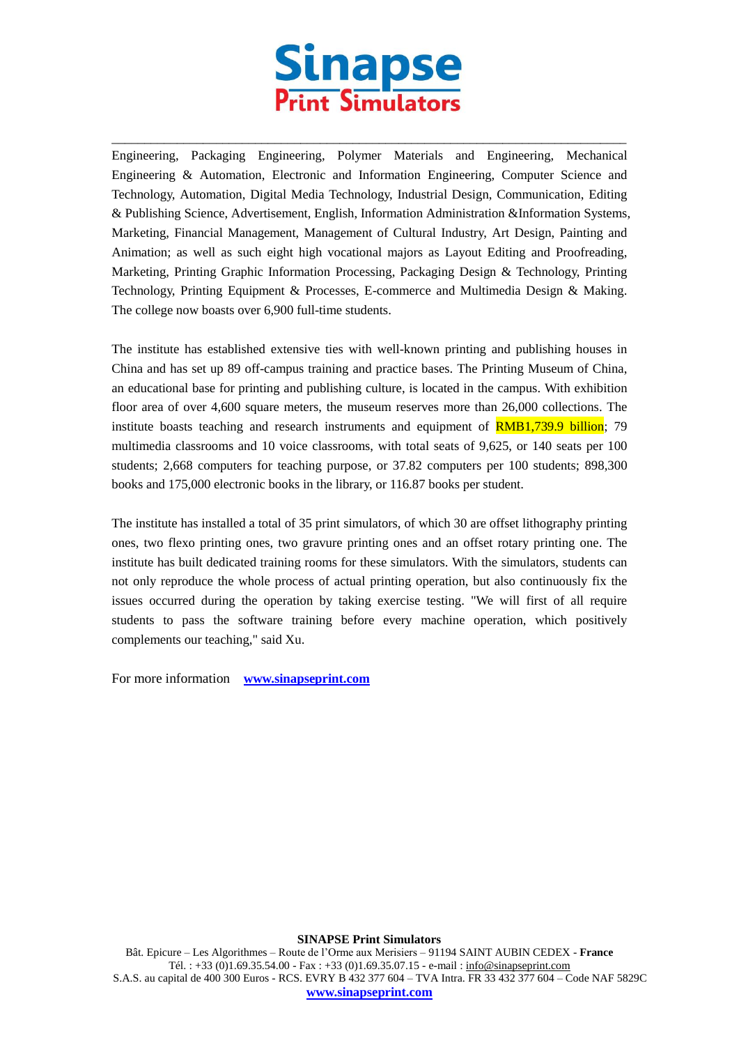Engineering, Packaging Engineering, Polymer Materials and Engineering, Mechanical Engineering & Automation, Electronic and Information Engineering, Computer Science and Technology, Automation, Digital Media Technology, Industrial Design, Communication, Editing & Publishing Science, Advertisement, English, Information Administration &Information Systems, Marketing, Financial Management, Management of Cultural Industry, Art Design, Painting and Animation; as well as such eight high vocational majors as Layout Editing and Proofreading, Marketing, Printing Graphic Information Processing, Packaging Design & Technology, Printing Technology, Printing Equipment & Processes, E-commerce and Multimedia Design & Making. The college now boasts over 6,900 full-time students.

The institute has established extensive ties with well-known printing and publishing houses in China and has set up 89 off-campus training and practice bases. The Printing Museum of China, an educational base for printing and publishing culture, is located in the campus. With exhibition floor area of over 4,600 square meters, the museum reserves more than 26,000 collections. The institute boasts teaching and research instruments and equipment of RMB1,739.9 billion; 79 multimedia classrooms and 10 voice classrooms, with total seats of 9,625, or 140 seats per 100 students; 2,668 computers for teaching purpose, or 37.82 computers per 100 students; 898,300 books and 175,000 electronic books in the library, or 116.87 books per student.

The institute has installed a total of 35 print simulators, of which 30 are offset lithography printing ones, two flexo printing ones, two gravure printing ones and an offset rotary printing one. The institute has built dedicated training rooms for these simulators. With the simulators, students can not only reproduce the whole process of actual printing operation, but also continuously fix the issues occurred during the operation by taking exercise testing. "We will first of all require students to pass the software training before every machine operation, which positively complements our teaching," said Xu.

For more information **www.sinapseprint.com**